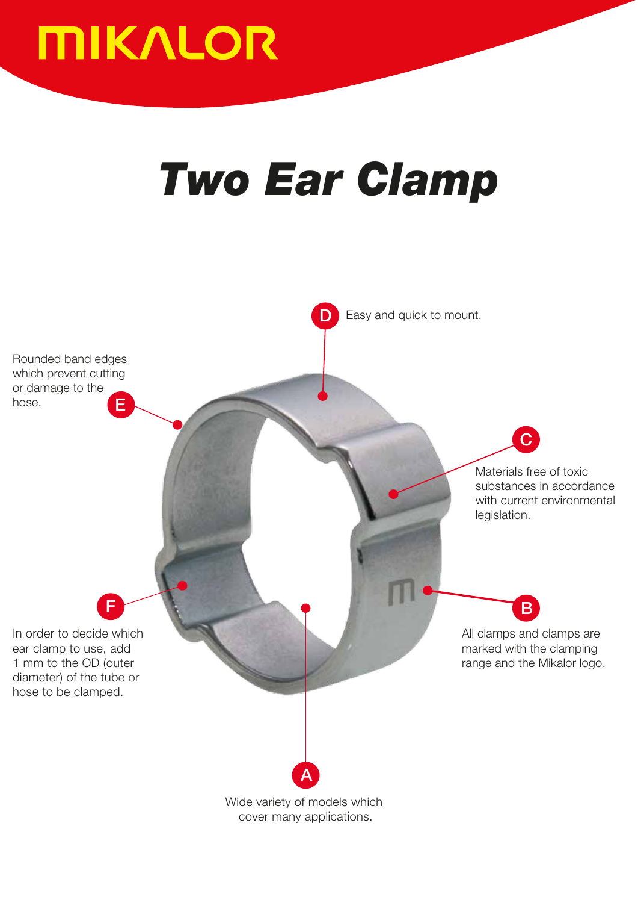MIKALOR

# Two Ear Clamp

**D** Easy and quick to mount.

**E** Rounded band edges which prevent cutting or damage to the hose.

**C** Materials free of toxic substances in accordance with current environmental legislation.

**F** In order to decide which ear clamp to use, add 1 mm to the OD (outer diameter) of the tube or hose to be clamped.

**B** All clamps and clamps are marked with the clamping range and the Mikalor logo.

**A** Wide variety of models which cover many applications.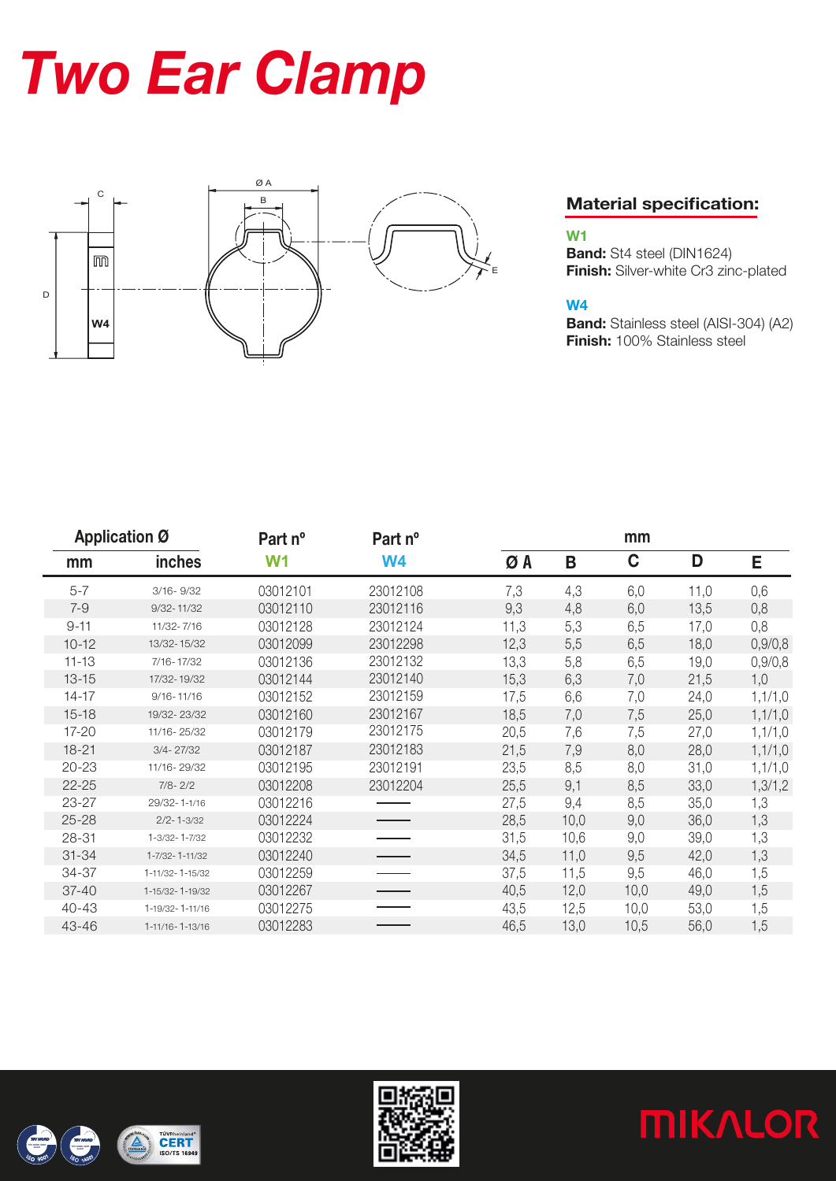// Two Ear Clamp

# Two Ear Clamp

C

D

W4

Ø A

B

E

## Material specification:

**W1**
**Band:** St4 steel (DIN1624)
**Finish:** Silver-white Cr3 zinc-plated

**W4**
**Band:** Stainless steel (AISI-304) (A2)
**Finish:** 100% Stainless steel

| Application Ø | | Part nº | Part nº | mm | | | | |
|---|---|---|---|---|---|---|---|---|
| mm | inches | W1 | W4 | Ø A | B | C | D | E |
| 5-7 | 3/16- 9/32 | 03012101 | 23012108 | 7,3 | 4,3 | 6,0 | 11,0 | 0,6 |
| 7-9 | 9/32- 11/32 | 03012110 | 23012116 | 9,3 | 4,8 | 6,0 | 13,5 | 0,8 |
| 9-11 | 11/32- 7/16 | 03012128 | 23012124 | 11,3 | 5,3 | 6,5 | 17,0 | 0,8 |
| 10-12 | 13/32- 15/32 | 03012099 | 23012298 | 12,3 | 5,5 | 6,5 | 18,0 | 0,9/0,8 |
| 11-13 | 7/16- 17/32 | 03012136 | 23012132 | 13,3 | 5,8 | 6,5 | 19,0 | 0,9/0,8 |
| 13-15 | 17/32- 19/32 | 03012144 | 23012140 | 15,3 | 6,3 | 7,0 | 21,5 | 1,0 |
| 14-17 | 9/16- 11/16 | 03012152 | 23012159 | 17,5 | 6,6 | 7,0 | 24,0 | 1,1/1,0 |
| 15-18 | 19/32- 23/32 | 03012160 | 23012167 | 18,5 | 7,0 | 7,5 | 25,0 | 1,1/1,0 |
| 17-20 | 11/16- 25/32 | 03012179 | 23012175 | 20,5 | 7,6 | 7,5 | 27,0 | 1,1/1,0 |
| 18-21 | 3/4- 27/32 | 03012187 | 23012183 | 21,5 | 7,9 | 8,0 | 28,0 | 1,1/1,0 |
| 20-23 | 11/16- 29/32 | 03012195 | 23012191 | 23,5 | 8,5 | 8,0 | 31,0 | 1,1/1,0 |
| 22-25 | 7/8- 2/2 | 03012208 | 23012204 | 25,5 | 9,1 | 8,5 | 33,0 | 1,3/1,2 |
| 23-27 | 29/32- 1-1/16 | 03012216 | —— | 27,5 | 9,4 | 8,5 | 35,0 | 1,3 |
| 25-28 | 2/2- 1-3/32 | 03012224 | —— | 28,5 | 10,0 | 9,0 | 36,0 | 1,3 |
| 28-31 | 1-3/32- 1-7/32 | 03012232 | —— | 31,5 | 10,6 | 9,0 | 39,0 | 1,3 |
| 31-34 | 1-7/32- 1-11/32 | 03012240 | —— | 34,5 | 11,0 | 9,5 | 42,0 | 1,3 |
| 34-37 | 1-11/32- 1-15/32 | 03012259 | —— | 37,5 | 11,5 | 9,5 | 46,0 | 1,5 |
| 37-40 | 1-15/32- 1-19/32 | 03012267 | —— | 40,5 | 12,0 | 10,0 | 49,0 | 1,5 |
| 40-43 | 1-19/32- 1-11/16 | 03012275 | —— | 43,5 | 12,5 | 10,0 | 53,0 | 1,5 |
| 43-46 | 1-11/16- 1-13/16 | 03012283 | —— | 46,5 | 13,0 | 10,5 | 56,0 | 1,5 |

MIKALOR